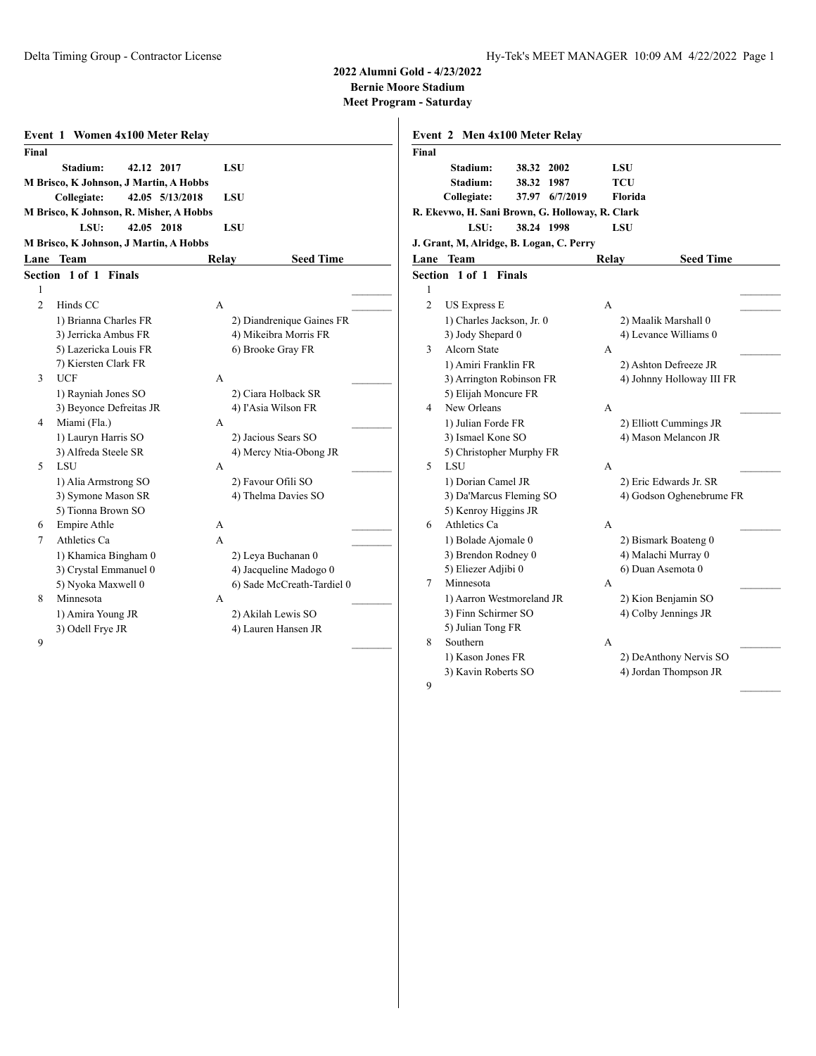**2022 Alumni Gold - 4/23/2022**
**Bernie Moore Stadium**
**Meet Program - Saturday**

### Event 1 Women 4x100 Meter Relay

**Final**

| | | | |
|---|---|---|---|
| **Stadium:** | **42.12** | **2017** | **LSU** |

**M Brisco, K Johnson, J Martin, A Hobbs**

| | | | |
|---|---|---|---|
| **Collegiate:** | **42.05** | **5/13/2018** | **LSU** |

**M Brisco, K Johnson, R. Misher, A Hobbs**

| | | | |
|---|---|---|---|
| **LSU:** | **42.05** | **2018** | **LSU** |

**M Brisco, K Johnson, J Martin, A Hobbs**

| Lane | Team | Relay | Seed Time |
|---|---|---|---|
| **Section 1 of 1 Finals** | | | |
| 1 | | | ________ |
| 2 | Hinds CC | A | ________ |
| | 1) Brianna Charles FR | 2) Diandrenique Gaines FR | |
| | 3) Jerricka Ambus FR | 4) Mikeibra Morris FR | |
| | 5) Lazericka Louis FR | 6) Brooke Gray FR | |
| | 7) Kiersten Clark FR | | |
| 3 | UCF | A | ________ |
| | 1) Rayniah Jones SO | 2) Ciara Holback SR | |
| | 3) Beyonce Defreitas JR | 4) I'Asia Wilson FR | |
| 4 | Miami (Fla.) | A | ________ |
| | 1) Lauryn Harris SO | 2) Jacious Sears SO | |
| | 3) Alfreda Steele SR | 4) Mercy Ntia-Obong JR | |
| 5 | LSU | A | ________ |
| | 1) Alia Armstrong SO | 2) Favour Ofili SO | |
| | 3) Symone Mason SR | 4) Thelma Davies SO | |
| | 5) Tionna Brown SO | | |
| 6 | Empire Athle | A | ________ |
| 7 | Athletics Ca | A | ________ |
| | 1) Khamica Bingham 0 | 2) Leya Buchanan 0 | |
| | 3) Crystal Emmanuel 0 | 4) Jacqueline Madogo 0 | |
| | 5) Nyoka Maxwell 0 | 6) Sade McCreath-Tardiel 0 | |
| 8 | Minnesota | A | ________ |
| | 1) Amira Young JR | 2) Akilah Lewis SO | |
| | 3) Odell Frye JR | 4) Lauren Hansen JR | |
| 9 | | | ________ |

### Event 2 Men 4x100 Meter Relay

**Final**

| | | | |
|---|---|---|---|
| **Stadium:** | **38.32** | **2002** | **LSU** |
| **Stadium:** | **38.32** | **1987** | **TCU** |
| **Collegiate:** | **37.97** | **6/7/2019** | **Florida** |

**R. Ekevwo, H. Sani Brown, G. Holloway, R. Clark**

| | | | |
|---|---|---|---|
| **LSU:** | **38.24** | **1998** | **LSU** |

**J. Grant, M, Alridge, B. Logan, C. Perry**

| Lane | Team | Relay | Seed Time |
|---|---|---|---|
| **Section 1 of 1 Finals** | | | |
| 1 | | | ________ |
| 2 | US Express E | A | ________ |
| | 1) Charles Jackson, Jr. 0 | 2) Maalik Marshall 0 | |
| | 3) Jody Shepard 0 | 4) Levance Williams 0 | |
| 3 | Alcorn State | A | ________ |
| | 1) Amiri Franklin FR | 2) Ashton Defreeze JR | |
| | 3) Arrington Robinson FR | 4) Johnny Holloway III FR | |
| | 5) Elijah Moncure FR | | |
| 4 | New Orleans | A | ________ |
| | 1) Julian Forde FR | 2) Elliott Cummings JR | |
| | 3) Ismael Kone SO | 4) Mason Melancon JR | |
| | 5) Christopher Murphy FR | | |
| 5 | LSU | A | ________ |
| | 1) Dorian Camel JR | 2) Eric Edwards Jr. SR | |
| | 3) Da'Marcus Fleming SO | 4) Godson Oghenebrume FR | |
| | 5) Kenroy Higgins JR | | |
| 6 | Athletics Ca | A | ________ |
| | 1) Bolade Ajomale 0 | 2) Bismark Boateng 0 | |
| | 3) Brendon Rodney 0 | 4) Malachi Murray 0 | |
| | 5) Eliezer Adjibi 0 | 6) Duan Asemota 0 | |
| 7 | Minnesota | A | ________ |
| | 1) Aarron Westmoreland JR | 2) Kion Benjamin SO | |
| | 3) Finn Schirmer SO | 4) Colby Jennings JR | |
| | 5) Julian Tong FR | | |
| 8 | Southern | A | ________ |
| | 1) Kason Jones FR | 2) DeAnthony Nervis SO | |
| | 3) Kavin Roberts SO | 4) Jordan Thompson JR | |
| 9 | | | ________ |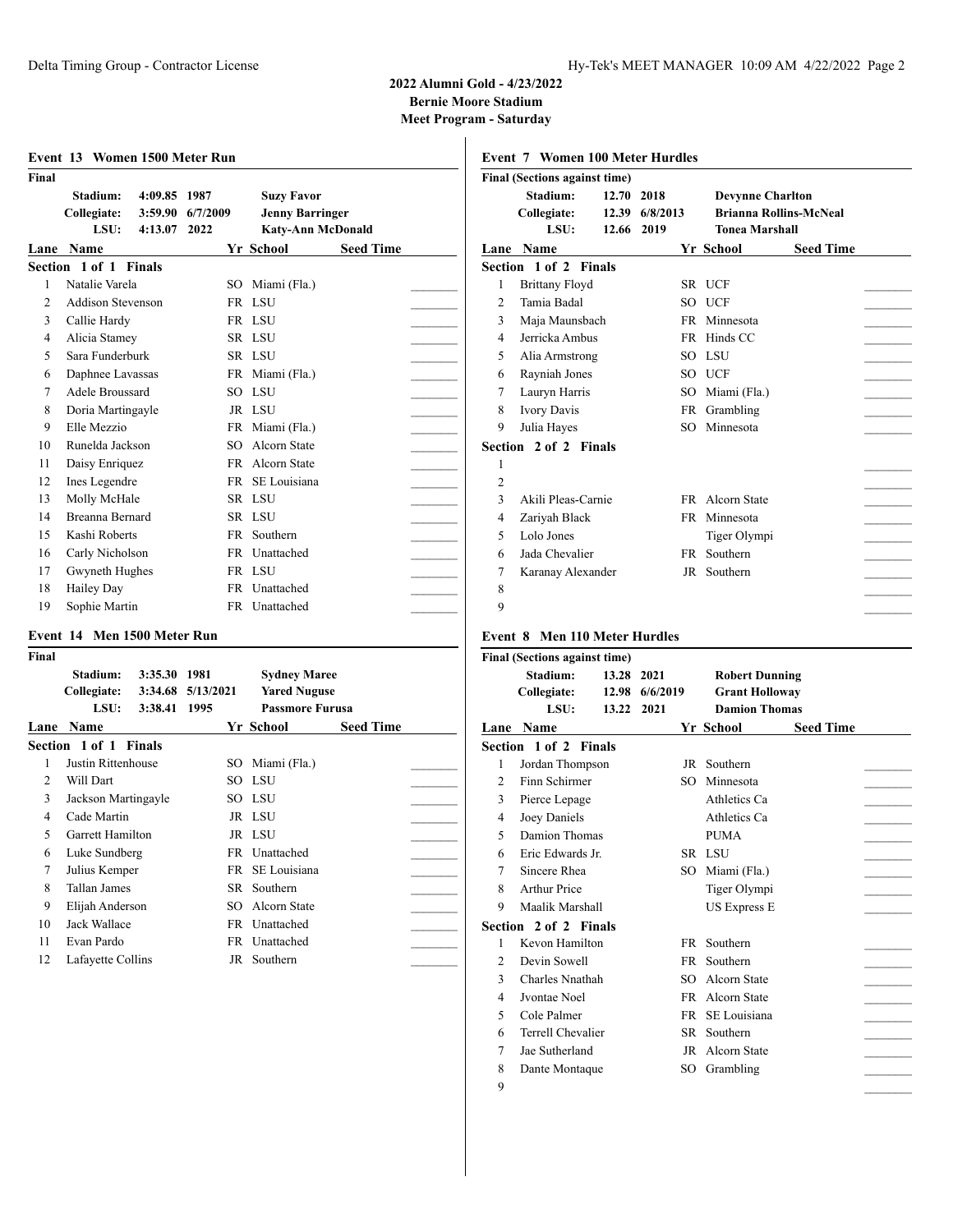**2022 Alumni Gold - 4/23/2022**
**Bernie Moore Stadium**
**Meet Program - Saturday**

### Event 13 Women 1500 Meter Run

**Final**

| | | | |
|---|---|---|---|
| Stadium: | 4:09.85 | 1987 | Suzy Favor |
| Collegiate: | 3:59.90 | 6/7/2009 | Jenny Barringer |
| LSU: | 4:13.07 | 2022 | Katy-Ann McDonald |

**Section 1 of 1 Finals**

| Lane | Name | Yr | School | Seed Time |
|---|---|---|---|---|
| 1 | Natalie Varela | SO | Miami (Fla.) | |
| 2 | Addison Stevenson | FR | LSU | |
| 3 | Callie Hardy | FR | LSU | |
| 4 | Alicia Stamey | SR | LSU | |
| 5 | Sara Funderburk | SR | LSU | |
| 6 | Daphnee Lavassas | FR | Miami (Fla.) | |
| 7 | Adele Broussard | SO | LSU | |
| 8 | Doria Martingayle | JR | LSU | |
| 9 | Elle Mezzio | FR | Miami (Fla.) | |
| 10 | Runelda Jackson | SO | Alcorn State | |
| 11 | Daisy Enriquez | FR | Alcorn State | |
| 12 | Ines Legendre | FR | SE Louisiana | |
| 13 | Molly McHale | SR | LSU | |
| 14 | Breanna Bernard | SR | LSU | |
| 15 | Kashi Roberts | FR | Southern | |
| 16 | Carly Nicholson | FR | Unattached | |
| 17 | Gwyneth Hughes | FR | LSU | |
| 18 | Hailey Day | FR | Unattached | |
| 19 | Sophie Martin | FR | Unattached | |

### Event 14 Men 1500 Meter Run

**Final**

| | | | |
|---|---|---|---|
| Stadium: | 3:35.30 | 1981 | Sydney Maree |
| Collegiate: | 3:34.68 | 5/13/2021 | Yared Nuguse |
| LSU: | 3:38.41 | 1995 | Passmore Furusa |

**Section 1 of 1 Finals**

| Lane | Name | Yr | School | Seed Time |
|---|---|---|---|---|
| 1 | Justin Rittenhouse | SO | Miami (Fla.) | |
| 2 | Will Dart | SO | LSU | |
| 3 | Jackson Martingayle | SO | LSU | |
| 4 | Cade Martin | JR | LSU | |
| 5 | Garrett Hamilton | JR | LSU | |
| 6 | Luke Sundberg | FR | Unattached | |
| 7 | Julius Kemper | FR | SE Louisiana | |
| 8 | Tallan James | SR | Southern | |
| 9 | Elijah Anderson | SO | Alcorn State | |
| 10 | Jack Wallace | FR | Unattached | |
| 11 | Evan Pardo | FR | Unattached | |
| 12 | Lafayette Collins | JR | Southern | |

### Event 7 Women 100 Meter Hurdles

**Final (Sections against time)**

| | | | |
|---|---|---|---|
| Stadium: | 12.70 | 2018 | Devynne Charlton |
| Collegiate: | 12.39 | 6/8/2013 | Brianna Rollins-McNeal |
| LSU: | 12.66 | 2019 | Tonea Marshall |

**Section 1 of 2 Finals**

| Lane | Name | Yr | School | Seed Time |
|---|---|---|---|---|
| 1 | Brittany Floyd | SR | UCF | |
| 2 | Tamia Badal | SO | UCF | |
| 3 | Maja Maunsbach | FR | Minnesota | |
| 4 | Jerricka Ambus | FR | Hinds CC | |
| 5 | Alia Armstrong | SO | LSU | |
| 6 | Rayniah Jones | SO | UCF | |
| 7 | Lauryn Harris | SO | Miami (Fla.) | |
| 8 | Ivory Davis | FR | Grambling | |
| 9 | Julia Hayes | SO | Minnesota | |

**Section 2 of 2 Finals**

| Lane | Name | Yr | School | Seed Time |
|---|---|---|---|---|
| 1 | | | | |
| 2 | | | | |
| 3 | Akili Pleas-Carnie | FR | Alcorn State | |
| 4 | Zariyah Black | FR | Minnesota | |
| 5 | Lolo Jones | | Tiger Olympi | |
| 6 | Jada Chevalier | FR | Southern | |
| 7 | Karanay Alexander | JR | Southern | |
| 8 | | | | |
| 9 | | | | |

### Event 8 Men 110 Meter Hurdles

**Final (Sections against time)**

| | | | |
|---|---|---|---|
| Stadium: | 13.28 | 2021 | Robert Dunning |
| Collegiate: | 12.98 | 6/6/2019 | Grant Holloway |
| LSU: | 13.22 | 2021 | Damion Thomas |

**Section 1 of 2 Finals**

| Lane | Name | Yr | School | Seed Time |
|---|---|---|---|---|
| 1 | Jordan Thompson | JR | Southern | |
| 2 | Finn Schirmer | SO | Minnesota | |
| 3 | Pierce Lepage | | Athletics Ca | |
| 4 | Joey Daniels | | Athletics Ca | |
| 5 | Damion Thomas | | PUMA | |
| 6 | Eric Edwards Jr. | SR | LSU | |
| 7 | Sincere Rhea | SO | Miami (Fla.) | |
| 8 | Arthur Price | | Tiger Olympi | |
| 9 | Maalik Marshall | | US Express E | |

**Section 2 of 2 Finals**

| Lane | Name | Yr | School | Seed Time |
|---|---|---|---|---|
| 1 | Kevon Hamilton | FR | Southern | |
| 2 | Devin Sowell | FR | Southern | |
| 3 | Charles Nnathah | SO | Alcorn State | |
| 4 | Jvontae Noel | FR | Alcorn State | |
| 5 | Cole Palmer | FR | SE Louisiana | |
| 6 | Terrell Chevalier | SR | Southern | |
| 7 | Jae Sutherland | JR | Alcorn State | |
| 8 | Dante Montaque | SO | Grambling | |
| 9 | | | | |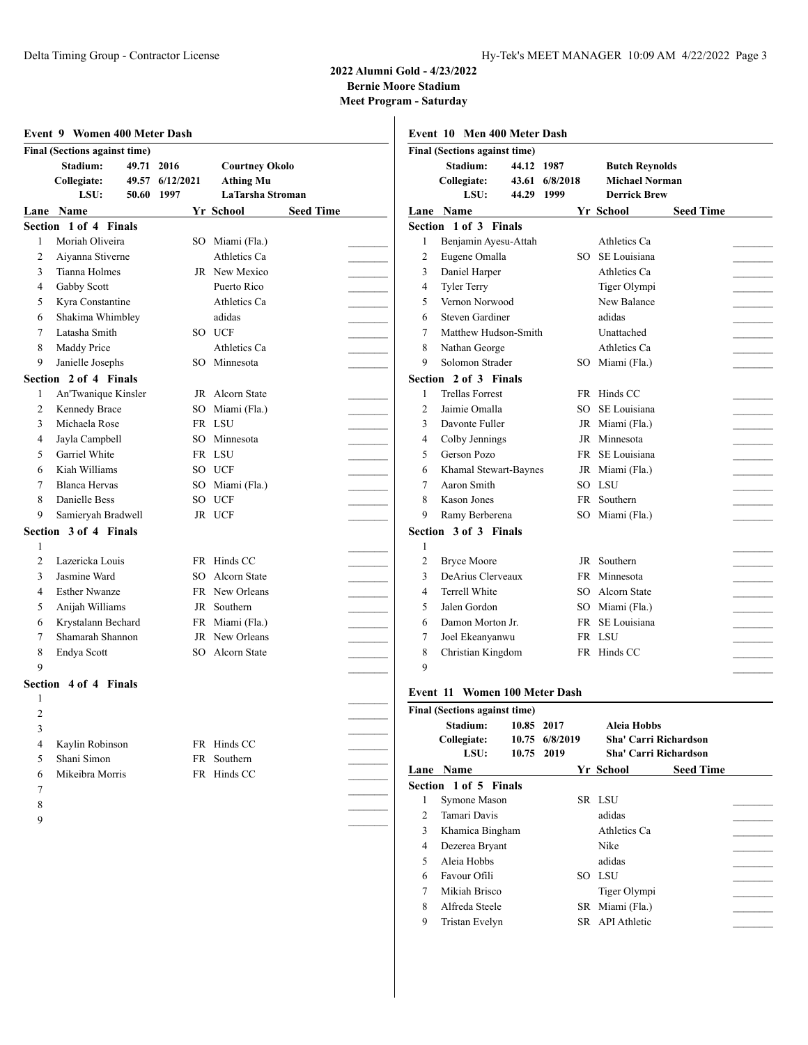## 2022 Alumni Gold - 4/23/2022
## Bernie Moore Stadium
## Meet Program - Saturday

### Event 9 Women 400 Meter Dash

**Final (Sections against time)**

| | | | |
|---|---|---|---|
| **Stadium:** | **49.71** | **2016** | **Courtney Okolo** |
| **Collegiate:** | **49.57** | **6/12/2021** | **Athing Mu** |
| **LSU:** | **50.60** | **1997** | **LaTarsha Stroman** |

| Lane | Name | Yr | School | Seed Time |
|---|---|---|---|---|
| **Section 1 of 4 Finals** | | | | |
| 1 | Moriah Oliveira | SO | Miami (Fla.) | |
| 2 | Aiyanna Stiverne | | Athletics Ca | |
| 3 | Tianna Holmes | JR | New Mexico | |
| 4 | Gabby Scott | | Puerto Rico | |
| 5 | Kyra Constantine | | Athletics Ca | |
| 6 | Shakima Whimbley | | adidas | |
| 7 | Latasha Smith | SO | UCF | |
| 8 | Maddy Price | | Athletics Ca | |
| 9 | Janielle Josephs | SO | Minnesota | |
| **Section 2 of 4 Finals** | | | | |
| 1 | An'Twanique Kinsler | JR | Alcorn State | |
| 2 | Kennedy Brace | SO | Miami (Fla.) | |
| 3 | Michaela Rose | FR | LSU | |
| 4 | Jayla Campbell | SO | Minnesota | |
| 5 | Garriel White | FR | LSU | |
| 6 | Kiah Williams | SO | UCF | |
| 7 | Blanca Hervas | SO | Miami (Fla.) | |
| 8 | Danielle Bess | SO | UCF | |
| 9 | Samieryah Bradwell | JR | UCF | |
| **Section 3 of 4 Finals** | | | | |
| 1 | | | | |
| 2 | Lazericka Louis | FR | Hinds CC | |
| 3 | Jasmine Ward | SO | Alcorn State | |
| 4 | Esther Nwanze | FR | New Orleans | |
| 5 | Anijah Williams | JR | Southern | |
| 6 | Krystalann Bechard | FR | Miami (Fla.) | |
| 7 | Shamarah Shannon | JR | New Orleans | |
| 8 | Endya Scott | SO | Alcorn State | |
| 9 | | | | |
| **Section 4 of 4 Finals** | | | | |
| 1 | | | | |
| 2 | | | | |
| 3 | | | | |
| 4 | Kaylin Robinson | FR | Hinds CC | |
| 5 | Shani Simon | FR | Southern | |
| 6 | Mikeibra Morris | FR | Hinds CC | |
| 7 | | | | |
| 8 | | | | |
| 9 | | | | |

### Event 10 Men 400 Meter Dash

**Final (Sections against time)**

| | | | |
|---|---|---|---|
| **Stadium:** | **44.12** | **1987** | **Butch Reynolds** |
| **Collegiate:** | **43.61** | **6/8/2018** | **Michael Norman** |
| **LSU:** | **44.29** | **1999** | **Derrick Brew** |

| Lane | Name | Yr | School | Seed Time |
|---|---|---|---|---|
| **Section 1 of 3 Finals** | | | | |
| 1 | Benjamin Ayesu-Attah | | Athletics Ca | |
| 2 | Eugene Omalla | SO | SE Louisiana | |
| 3 | Daniel Harper | | Athletics Ca | |
| 4 | Tyler Terry | | Tiger Olympi | |
| 5 | Vernon Norwood | | New Balance | |
| 6 | Steven Gardiner | | adidas | |
| 7 | Matthew Hudson-Smith | | Unattached | |
| 8 | Nathan George | | Athletics Ca | |
| 9 | Solomon Strader | SO | Miami (Fla.) | |
| **Section 2 of 3 Finals** | | | | |
| 1 | Trellas Forrest | FR | Hinds CC | |
| 2 | Jaimie Omalla | SO | SE Louisiana | |
| 3 | Davonte Fuller | JR | Miami (Fla.) | |
| 4 | Colby Jennings | JR | Minnesota | |
| 5 | Gerson Pozo | FR | SE Louisiana | |
| 6 | Khamal Stewart-Baynes | JR | Miami (Fla.) | |
| 7 | Aaron Smith | SO | LSU | |
| 8 | Kason Jones | FR | Southern | |
| 9 | Ramy Berberena | SO | Miami (Fla.) | |
| **Section 3 of 3 Finals** | | | | |
| 1 | | | | |
| 2 | Bryce Moore | JR | Southern | |
| 3 | DeArius Clerveaux | FR | Minnesota | |
| 4 | Terrell White | SO | Alcorn State | |
| 5 | Jalen Gordon | SO | Miami (Fla.) | |
| 6 | Damon Morton Jr. | FR | SE Louisiana | |
| 7 | Joel Ekeanyanwu | FR | LSU | |
| 8 | Christian Kingdom | FR | Hinds CC | |
| 9 | | | | |

### Event 11 Women 100 Meter Dash

**Final (Sections against time)**

| | | | |
|---|---|---|---|
| **Stadium:** | **10.85** | **2017** | **Aleia Hobbs** |
| **Collegiate:** | **10.75** | **6/8/2019** | **Sha' Carri Richardson** |
| **LSU:** | **10.75** | **2019** | **Sha' Carri Richardson** |

| Lane | Name | Yr | School | Seed Time |
|---|---|---|---|---|
| **Section 1 of 5 Finals** | | | | |
| 1 | Symone Mason | SR | LSU | |
| 2 | Tamari Davis | | adidas | |
| 3 | Khamica Bingham | | Athletics Ca | |
| 4 | Dezerea Bryant | | Nike | |
| 5 | Aleia Hobbs | | adidas | |
| 6 | Favour Ofili | SO | LSU | |
| 7 | Mikiah Brisco | | Tiger Olympi | |
| 8 | Alfreda Steele | SR | Miami (Fla.) | |
| 9 | Tristan Evelyn | SR | API Athletic | |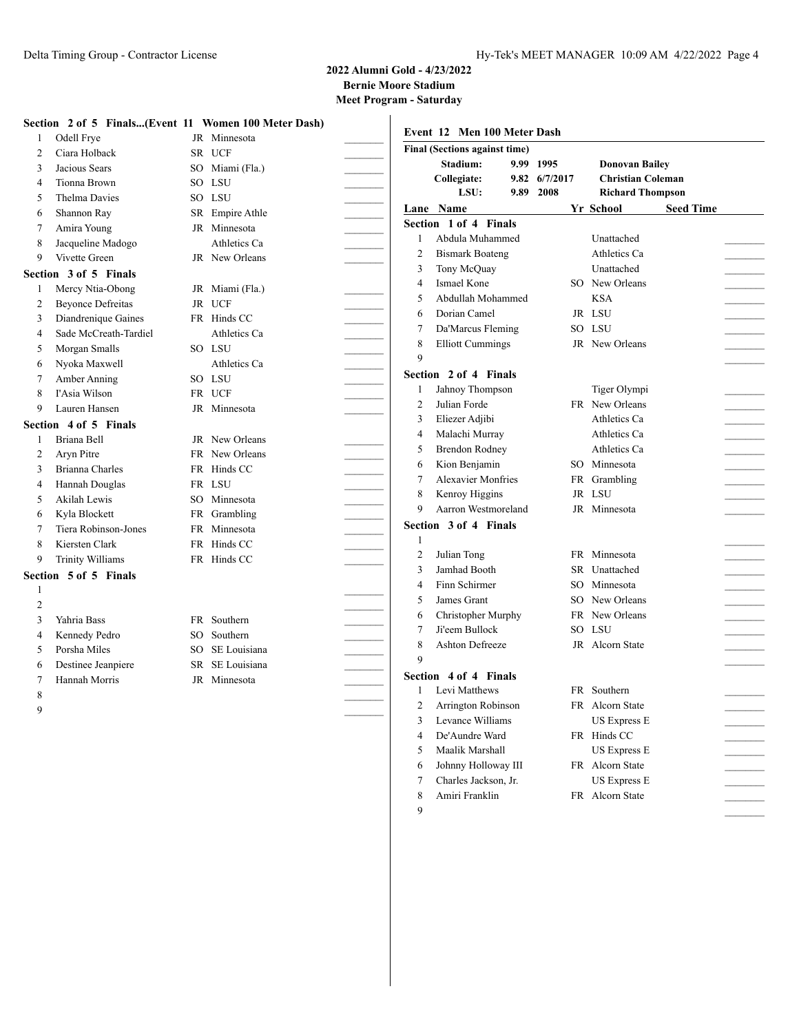**2022 Alumni Gold - 4/23/2022**
**Bernie Moore Stadium**
**Meet Program - Saturday**

### Section 2 of 5 Finals...(Event 11 Women 100 Meter Dash)

| Lane | Name | Yr | School | |
|---|---|---|---|---|
| 1 | Odell Frye | JR | Minnesota | _______ |
| 2 | Ciara Holback | SR | UCF | _______ |
| 3 | Jacious Sears | SO | Miami (Fla.) | _______ |
| 4 | Tionna Brown | SO | LSU | _______ |
| 5 | Thelma Davies | SO | LSU | _______ |
| 6 | Shannon Ray | SR | Empire Athle | _______ |
| 7 | Amira Young | JR | Minnesota | _______ |
| 8 | Jacqueline Madogo | | Athletics Ca | _______ |
| 9 | Vivette Green | JR | New Orleans | _______ |

### Section 3 of 5 Finals

| Lane | Name | Yr | School | |
|---|---|---|---|---|
| 1 | Mercy Ntia-Obong | JR | Miami (Fla.) | _______ |
| 2 | Beyonce Defreitas | JR | UCF | _______ |
| 3 | Diandrenique Gaines | FR | Hinds CC | _______ |
| 4 | Sade McCreath-Tardiel | | Athletics Ca | _______ |
| 5 | Morgan Smalls | SO | LSU | _______ |
| 6 | Nyoka Maxwell | | Athletics Ca | _______ |
| 7 | Amber Anning | SO | LSU | _______ |
| 8 | I'Asia Wilson | FR | UCF | _______ |
| 9 | Lauren Hansen | JR | Minnesota | _______ |

### Section 4 of 5 Finals

| Lane | Name | Yr | School | |
|---|---|---|---|---|
| 1 | Briana Bell | JR | New Orleans | _______ |
| 2 | Aryn Pitre | FR | New Orleans | _______ |
| 3 | Brianna Charles | FR | Hinds CC | _______ |
| 4 | Hannah Douglas | FR | LSU | _______ |
| 5 | Akilah Lewis | SO | Minnesota | _______ |
| 6 | Kyla Blockett | FR | Grambling | _______ |
| 7 | Tiera Robinson-Jones | FR | Minnesota | _______ |
| 8 | Kiersten Clark | FR | Hinds CC | _______ |
| 9 | Trinity Williams | FR | Hinds CC | _______ |

### Section 5 of 5 Finals

| Lane | Name | Yr | School | |
|---|---|---|---|---|
| 1 | | | | _______ |
| 2 | | | | _______ |
| 3 | Yahria Bass | FR | Southern | _______ |
| 4 | Kennedy Pedro | SO | Southern | _______ |
| 5 | Porsha Miles | SO | SE Louisiana | _______ |
| 6 | Destinee Jeanpiere | SR | SE Louisiana | _______ |
| 7 | Hannah Morris | JR | Minnesota | _______ |
| 8 | | | | _______ |
| 9 | | | | _______ |

## Event 12 Men 100 Meter Dash

**Final (Sections against time)**

| | | | |
|---|---|---|---|
| **Stadium:** | **9.99** | **1995** | **Donovan Bailey** |
| **Collegiate:** | **9.82** | **6/7/2017** | **Christian Coleman** |
| **LSU:** | **9.89** | **2008** | **Richard Thompson** |

### Section 1 of 4 Finals

| Lane | Name | Yr | School | Seed Time |
|---|---|---|---|---|
| 1 | Abdula Muhammed | | Unattached | _______ |
| 2 | Bismark Boateng | | Athletics Ca | _______ |
| 3 | Tony McQuay | | Unattached | _______ |
| 4 | Ismael Kone | SO | New Orleans | _______ |
| 5 | Abdullah Mohammed | | KSA | _______ |
| 6 | Dorian Camel | JR | LSU | _______ |
| 7 | Da'Marcus Fleming | SO | LSU | _______ |
| 8 | Elliott Cummings | JR | New Orleans | _______ |
| 9 | | | | _______ |

### Section 2 of 4 Finals

| Lane | Name | Yr | School | Seed Time |
|---|---|---|---|---|
| 1 | Jahnoy Thompson | | Tiger Olympi | _______ |
| 2 | Julian Forde | FR | New Orleans | _______ |
| 3 | Eliezer Adjibi | | Athletics Ca | _______ |
| 4 | Malachi Murray | | Athletics Ca | _______ |
| 5 | Brendon Rodney | | Athletics Ca | _______ |
| 6 | Kion Benjamin | SO | Minnesota | _______ |
| 7 | Alexavier Monfries | FR | Grambling | _______ |
| 8 | Kenroy Higgins | JR | LSU | _______ |
| 9 | Aarron Westmoreland | JR | Minnesota | _______ |

### Section 3 of 4 Finals

| Lane | Name | Yr | School | Seed Time |
|---|---|---|---|---|
| 1 | | | | _______ |
| 2 | Julian Tong | FR | Minnesota | _______ |
| 3 | Jamhad Booth | SR | Unattached | _______ |
| 4 | Finn Schirmer | SO | Minnesota | _______ |
| 5 | James Grant | SO | New Orleans | _______ |
| 6 | Christopher Murphy | FR | New Orleans | _______ |
| 7 | Ji'eem Bullock | SO | LSU | _______ |
| 8 | Ashton Defreeze | JR | Alcorn State | _______ |
| 9 | | | | _______ |

### Section 4 of 4 Finals

| Lane | Name | Yr | School | Seed Time |
|---|---|---|---|---|
| 1 | Levi Matthews | FR | Southern | _______ |
| 2 | Arrington Robinson | FR | Alcorn State | _______ |
| 3 | Levance Williams | | US Express E | _______ |
| 4 | De'Aundre Ward | FR | Hinds CC | _______ |
| 5 | Maalik Marshall | | US Express E | _______ |
| 6 | Johnny Holloway III | FR | Alcorn State | _______ |
| 7 | Charles Jackson, Jr. | | US Express E | _______ |
| 8 | Amiri Franklin | FR | Alcorn State | _______ |
| 9 | | | | _______ |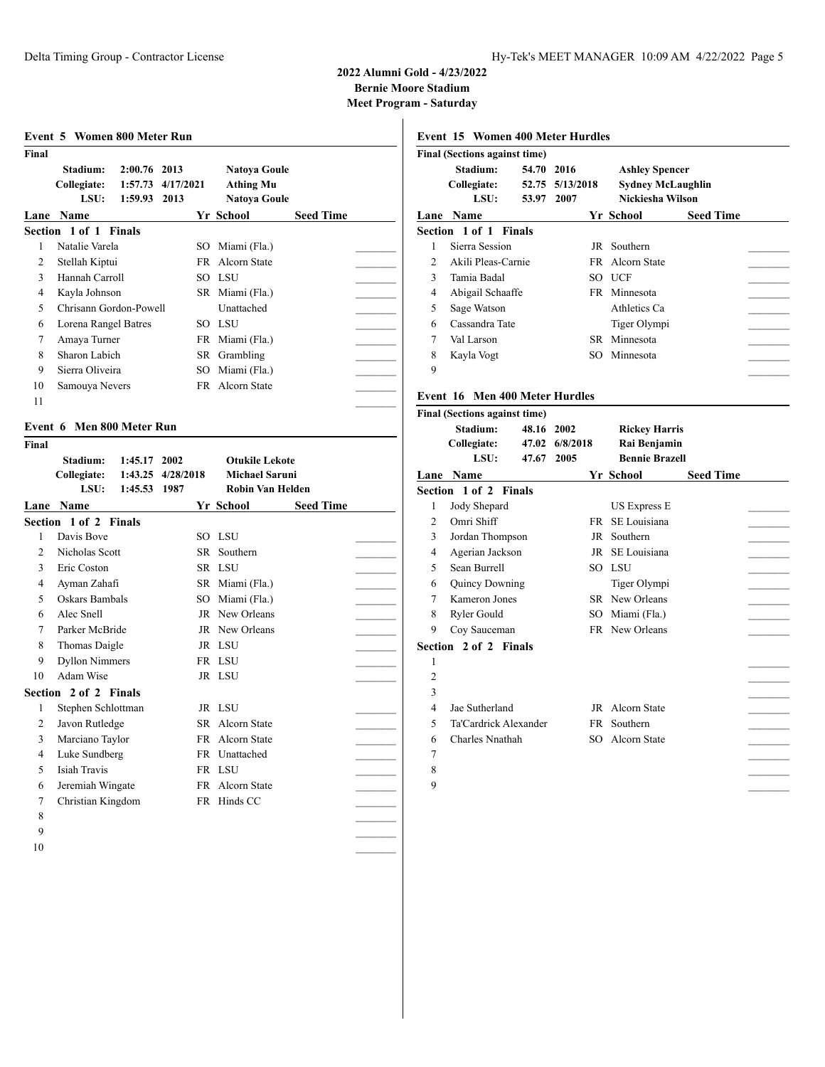# 2022 Alumni Gold - 4/23/2022
## Bernie Moore Stadium
## Meet Program - Saturday

### Event 5 Women 800 Meter Run

**Final**

| | Time | Date | Name |
|---|---|---|---|
| **Stadium:** | 2:00.76 | 2013 | Natoya Goule |
| **Collegiate:** | 1:57.73 | 4/17/2021 | Athing Mu |
| **LSU:** | 1:59.93 | 2013 | Natoya Goule |

**Section 1 of 1 Finals**

| Lane | Name | Yr | School | Seed Time |
|---|---|---|---|---|
| 1 | Natalie Varela | SO | Miami (Fla.) | |
| 2 | Stellah Kiptui | FR | Alcorn State | |
| 3 | Hannah Carroll | SO | LSU | |
| 4 | Kayla Johnson | SR | Miami (Fla.) | |
| 5 | Chrisann Gordon-Powell | | Unattached | |
| 6 | Lorena Rangel Batres | SO | LSU | |
| 7 | Amaya Turner | FR | Miami (Fla.) | |
| 8 | Sharon Labich | SR | Grambling | |
| 9 | Sierra Oliveira | SO | Miami (Fla.) | |
| 10 | Samouya Nevers | FR | Alcorn State | |
| 11 | | | | |

### Event 6 Men 800 Meter Run

**Final**

| | Time | Date | Name |
|---|---|---|---|
| **Stadium:** | 1:45.17 | 2002 | Otukile Lekote |
| **Collegiate:** | 1:43.25 | 4/28/2018 | Michael Saruni |
| **LSU:** | 1:45.53 | 1987 | Robin Van Helden |

**Section 1 of 2 Finals**

| Lane | Name | Yr | School | Seed Time |
|---|---|---|---|---|
| 1 | Davis Bove | SO | LSU | |
| 2 | Nicholas Scott | SR | Southern | |
| 3 | Eric Coston | SR | LSU | |
| 4 | Ayman Zahafi | SR | Miami (Fla.) | |
| 5 | Oskars Bambals | SO | Miami (Fla.) | |
| 6 | Alec Snell | JR | New Orleans | |
| 7 | Parker McBride | JR | New Orleans | |
| 8 | Thomas Daigle | JR | LSU | |
| 9 | Dyllon Nimmers | FR | LSU | |
| 10 | Adam Wise | JR | LSU | |

**Section 2 of 2 Finals**

| Lane | Name | Yr | School | Seed Time |
|---|---|---|---|---|
| 1 | Stephen Schlottman | JR | LSU | |
| 2 | Javon Rutledge | SR | Alcorn State | |
| 3 | Marciano Taylor | FR | Alcorn State | |
| 4 | Luke Sundberg | FR | Unattached | |
| 5 | Isiah Travis | FR | LSU | |
| 6 | Jeremiah Wingate | FR | Alcorn State | |
| 7 | Christian Kingdom | FR | Hinds CC | |
| 8 | | | | |
| 9 | | | | |
| 10 | | | | |

### Event 15 Women 400 Meter Hurdles

**Final (Sections against time)**

| | Time | Date | Name |
|---|---|---|---|
| **Stadium:** | 54.70 | 2016 | Ashley Spencer |
| **Collegiate:** | 52.75 | 5/13/2018 | Sydney McLaughlin |
| **LSU:** | 53.97 | 2007 | Nickiesha Wilson |

**Section 1 of 1 Finals**

| Lane | Name | Yr | School | Seed Time |
|---|---|---|---|---|
| 1 | Sierra Session | JR | Southern | |
| 2 | Akili Pleas-Carnie | FR | Alcorn State | |
| 3 | Tamia Badal | SO | UCF | |
| 4 | Abigail Schaaffe | FR | Minnesota | |
| 5 | Sage Watson | | Athletics Ca | |
| 6 | Cassandra Tate | | Tiger Olympi | |
| 7 | Val Larson | SR | Minnesota | |
| 8 | Kayla Vogt | SO | Minnesota | |
| 9 | | | | |

### Event 16 Men 400 Meter Hurdles

**Final (Sections against time)**

| | Time | Date | Name |
|---|---|---|---|
| **Stadium:** | 48.16 | 2002 | Rickey Harris |
| **Collegiate:** | 47.02 | 6/8/2018 | Rai Benjamin |
| **LSU:** | 47.67 | 2005 | Bennie Brazell |

**Section 1 of 2 Finals**

| Lane | Name | Yr | School | Seed Time |
|---|---|---|---|---|
| 1 | Jody Shepard | | US Express E | |
| 2 | Omri Shiff | FR | SE Louisiana | |
| 3 | Jordan Thompson | JR | Southern | |
| 4 | Agerian Jackson | JR | SE Louisiana | |
| 5 | Sean Burrell | SO | LSU | |
| 6 | Quincy Downing | | Tiger Olympi | |
| 7 | Kameron Jones | SR | New Orleans | |
| 8 | Ryler Gould | SO | Miami (Fla.) | |
| 9 | Coy Sauceman | FR | New Orleans | |

**Section 2 of 2 Finals**

| Lane | Name | Yr | School | Seed Time |
|---|---|---|---|---|
| 1 | | | | |
| 2 | | | | |
| 3 | | | | |
| 4 | Jae Sutherland | JR | Alcorn State | |
| 5 | Ta'Cardrick Alexander | FR | Southern | |
| 6 | Charles Nnathah | SO | Alcorn State | |
| 7 | | | | |
| 8 | | | | |
| 9 | | | | |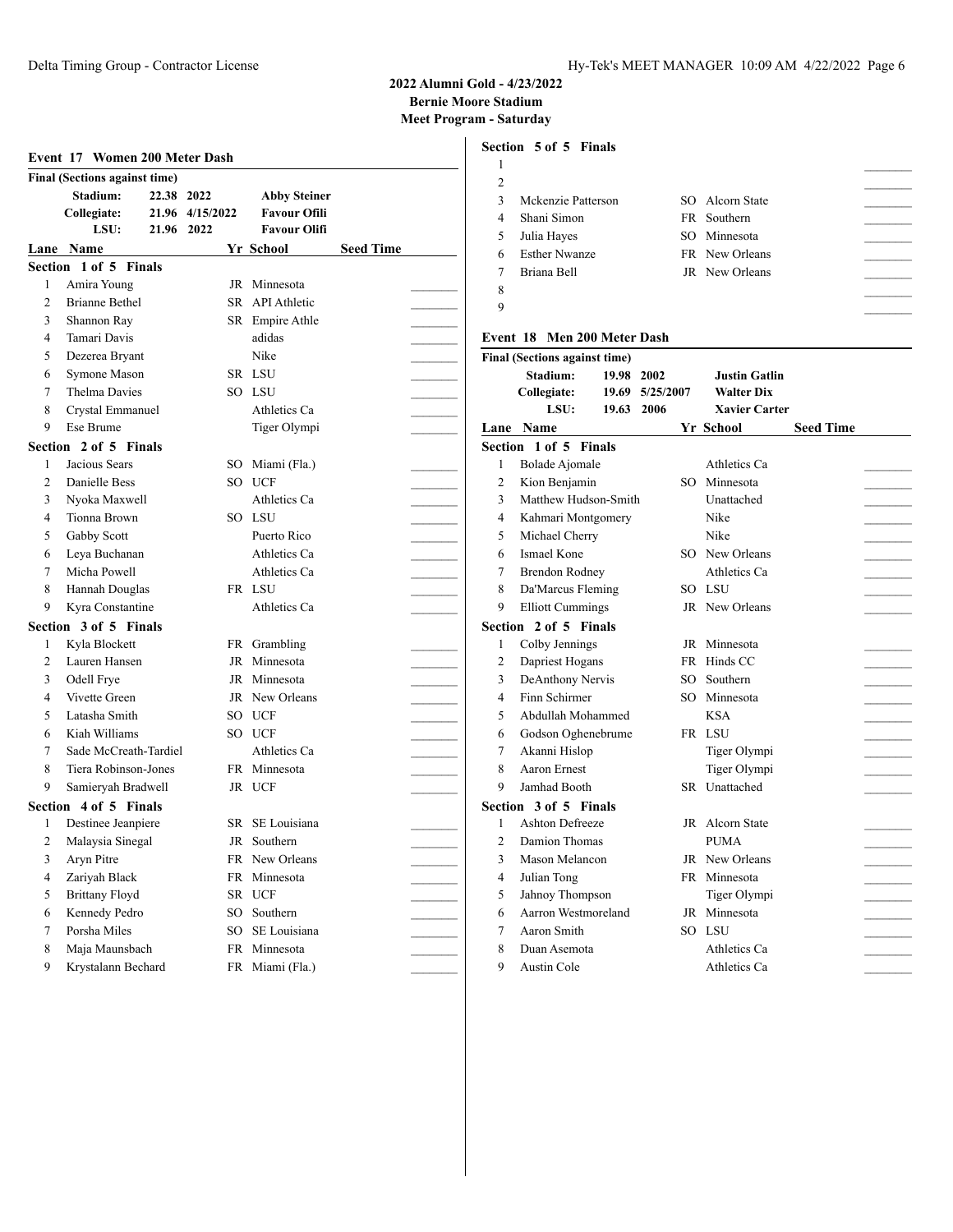## 2022 Alumni Gold - 4/23/2022

**Bernie Moore Stadium**

**Meet Program - Saturday**

### Event 17 Women 200 Meter Dash

**Final (Sections against time)**

| | | | |
|---|---|---|---|
| **Stadium:** | 22.38 | 2022 | **Abby Steiner** |
| **Collegiate:** | 21.96 | 4/15/2022 | **Favour Ofili** |
| **LSU:** | 21.96 | 2022 | **Favour Olifi** |

**Section 1 of 5 Finals**

| Lane | Name | Yr | School | Seed Time |
|---|---|---|---|---|
| 1 | Amira Young | JR | Minnesota | |
| 2 | Brianne Bethel | SR | API Athletic | |
| 3 | Shannon Ray | SR | Empire Athle | |
| 4 | Tamari Davis | | adidas | |
| 5 | Dezerea Bryant | | Nike | |
| 6 | Symone Mason | SR | LSU | |
| 7 | Thelma Davies | SO | LSU | |
| 8 | Crystal Emmanuel | | Athletics Ca | |
| 9 | Ese Brume | | Tiger Olympi | |

**Section 2 of 5 Finals**

| Lane | Name | Yr | School | Seed Time |
|---|---|---|---|---|
| 1 | Jacious Sears | SO | Miami (Fla.) | |
| 2 | Danielle Bess | SO | UCF | |
| 3 | Nyoka Maxwell | | Athletics Ca | |
| 4 | Tionna Brown | SO | LSU | |
| 5 | Gabby Scott | | Puerto Rico | |
| 6 | Leya Buchanan | | Athletics Ca | |
| 7 | Micha Powell | | Athletics Ca | |
| 8 | Hannah Douglas | FR | LSU | |
| 9 | Kyra Constantine | | Athletics Ca | |

**Section 3 of 5 Finals**

| Lane | Name | Yr | School | Seed Time |
|---|---|---|---|---|
| 1 | Kyla Blockett | FR | Grambling | |
| 2 | Lauren Hansen | JR | Minnesota | |
| 3 | Odell Frye | JR | Minnesota | |
| 4 | Vivette Green | JR | New Orleans | |
| 5 | Latasha Smith | SO | UCF | |
| 6 | Kiah Williams | SO | UCF | |
| 7 | Sade McCreath-Tardiel | | Athletics Ca | |
| 8 | Tiera Robinson-Jones | FR | Minnesota | |
| 9 | Samieryah Bradwell | JR | UCF | |

**Section 4 of 5 Finals**

| Lane | Name | Yr | School | Seed Time |
|---|---|---|---|---|
| 1 | Destinee Jeanpiere | SR | SE Louisiana | |
| 2 | Malaysia Sinegal | JR | Southern | |
| 3 | Aryn Pitre | FR | New Orleans | |
| 4 | Zariyah Black | FR | Minnesota | |
| 5 | Brittany Floyd | SR | UCF | |
| 6 | Kennedy Pedro | SO | Southern | |
| 7 | Porsha Miles | SO | SE Louisiana | |
| 8 | Maja Maunsbach | FR | Minnesota | |
| 9 | Krystalann Bechard | FR | Miami (Fla.) | |

**Section 5 of 5 Finals**

| Lane | Name | Yr | School | Seed Time |
|---|---|---|---|---|
| 1 | | | | |
| 2 | | | | |
| 3 | Mckenzie Patterson | SO | Alcorn State | |
| 4 | Shani Simon | FR | Southern | |
| 5 | Julia Hayes | SO | Minnesota | |
| 6 | Esther Nwanze | FR | New Orleans | |
| 7 | Briana Bell | JR | New Orleans | |
| 8 | | | | |
| 9 | | | | |

### Event 18 Men 200 Meter Dash

**Final (Sections against time)**

| | | | |
|---|---|---|---|
| **Stadium:** | 19.98 | 2002 | **Justin Gatlin** |
| **Collegiate:** | 19.69 | 5/25/2007 | **Walter Dix** |
| **LSU:** | 19.63 | 2006 | **Xavier Carter** |

**Section 1 of 5 Finals**

| Lane | Name | Yr | School | Seed Time |
|---|---|---|---|---|
| 1 | Bolade Ajomale | | Athletics Ca | |
| 2 | Kion Benjamin | SO | Minnesota | |
| 3 | Matthew Hudson-Smith | | Unattached | |
| 4 | Kahmari Montgomery | | Nike | |
| 5 | Michael Cherry | | Nike | |
| 6 | Ismael Kone | SO | New Orleans | |
| 7 | Brendon Rodney | | Athletics Ca | |
| 8 | Da'Marcus Fleming | SO | LSU | |
| 9 | Elliott Cummings | JR | New Orleans | |

**Section 2 of 5 Finals**

| Lane | Name | Yr | School | Seed Time |
|---|---|---|---|---|
| 1 | Colby Jennings | JR | Minnesota | |
| 2 | Dapriest Hogans | FR | Hinds CC | |
| 3 | DeAnthony Nervis | SO | Southern | |
| 4 | Finn Schirmer | SO | Minnesota | |
| 5 | Abdullah Mohammed | | KSA | |
| 6 | Godson Oghenebrume | FR | LSU | |
| 7 | Akanni Hislop | | Tiger Olympi | |
| 8 | Aaron Ernest | | Tiger Olympi | |
| 9 | Jamhad Booth | SR | Unattached | |

**Section 3 of 5 Finals**

| Lane | Name | Yr | School | Seed Time |
|---|---|---|---|---|
| 1 | Ashton Defreeze | JR | Alcorn State | |
| 2 | Damion Thomas | | PUMA | |
| 3 | Mason Melancon | JR | New Orleans | |
| 4 | Julian Tong | FR | Minnesota | |
| 5 | Jahnoy Thompson | | Tiger Olympi | |
| 6 | Aarron Westmoreland | JR | Minnesota | |
| 7 | Aaron Smith | SO | LSU | |
| 8 | Duan Asemota | | Athletics Ca | |
| 9 | Austin Cole | | Athletics Ca | |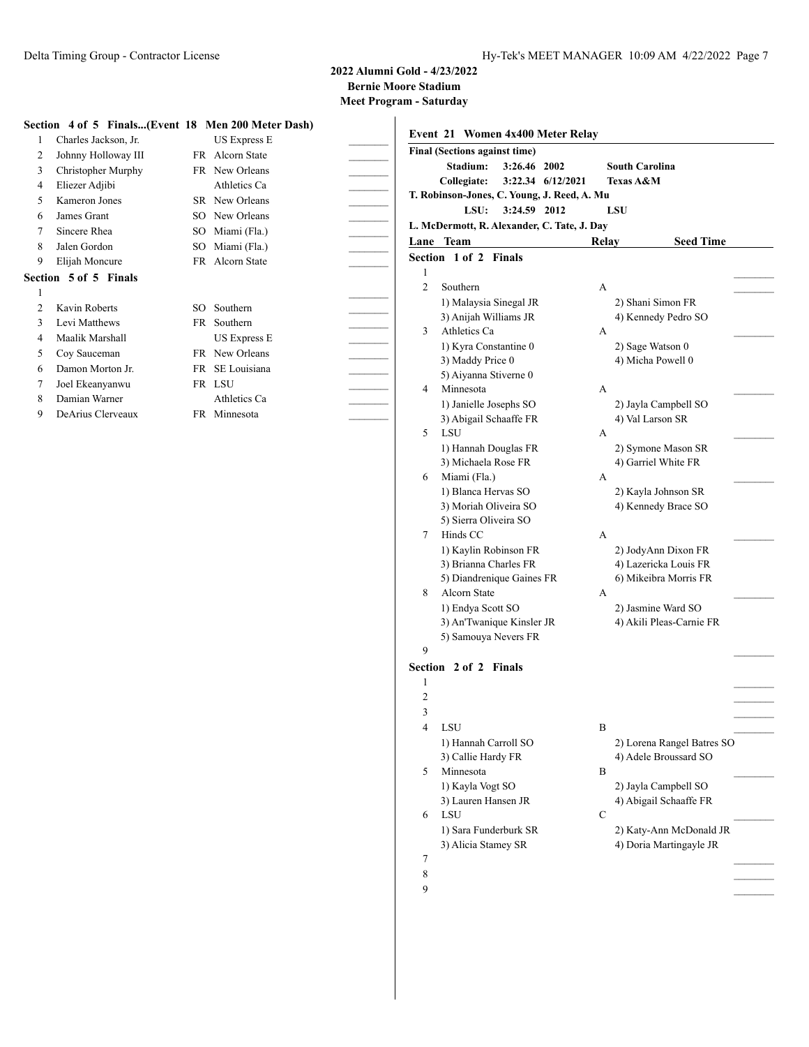**2022 Alumni Gold - 4/23/2022**
**Bernie Moore Stadium**
**Meet Program - Saturday**

### Section 4 of 5 Finals...(Event 18 Men 200 Meter Dash)

| Lane | Name | Year | Team | |
|---|---|---|---|---|
| 1 | Charles Jackson, Jr. | | US Express E | _______ |
| 2 | Johnny Holloway III | FR | Alcorn State | _______ |
| 3 | Christopher Murphy | FR | New Orleans | _______ |
| 4 | Eliezer Adjibi | | Athletics Ca | _______ |
| 5 | Kameron Jones | SR | New Orleans | _______ |
| 6 | James Grant | SO | New Orleans | _______ |
| 7 | Sincere Rhea | SO | Miami (Fla.) | _______ |
| 8 | Jalen Gordon | SO | Miami (Fla.) | _______ |
| 9 | Elijah Moncure | FR | Alcorn State | _______ |

### Section 5 of 5 Finals

| Lane | Name | Year | Team | |
|---|---|---|---|---|
| 1 | | | | _______ |
| 2 | Kavin Roberts | SO | Southern | _______ |
| 3 | Levi Matthews | FR | Southern | _______ |
| 4 | Maalik Marshall | | US Express E | _______ |
| 5 | Coy Sauceman | FR | New Orleans | _______ |
| 6 | Damon Morton Jr. | FR | SE Louisiana | _______ |
| 7 | Joel Ekeanyanwu | FR | LSU | _______ |
| 8 | Damian Warner | | Athletics Ca | _______ |
| 9 | DeArius Clerveaux | FR | Minnesota | _______ |

## Event 21 Women 4x400 Meter Relay

**Final (Sections against time)**

**Stadium: 3:26.46 2002 South Carolina**
**Collegiate: 3:22.34 6/12/2021 Texas A&M**
**T. Robinson-Jones, C. Young, J. Reed, A. Mu**
**LSU: 3:24.59 2012 LSU**
**L. McDermott, R. Alexander, C. Tate, J. Day**

| Lane | Team | Relay | Seed Time |
|---|---|---|---|

### Section 1 of 2 Finals

| Lane | Team | Relay | Seed Time |
|---|---|---|---|
| 1 | | | _______ |
| 2 | Southern | A | _______ |
| | 1) Malaysia Sinegal JR; 2) Shani Simon FR; 3) Anijah Williams JR; 4) Kennedy Pedro SO | | |
| 3 | Athletics Ca | A | _______ |
| | 1) Kyra Constantine 0; 2) Sage Watson 0; 3) Maddy Price 0; 4) Micha Powell 0; 5) Aiyanna Stiverne 0 | | |
| 4 | Minnesota | A | _______ |
| | 1) Janielle Josephs SO; 2) Jayla Campbell SO; 3) Abigail Schaaffe FR; 4) Val Larson SR | | |
| 5 | LSU | A | _______ |
| | 1) Hannah Douglas FR; 2) Symone Mason SR; 3) Michaela Rose FR; 4) Garriel White FR | | |
| 6 | Miami (Fla.) | A | _______ |
| | 1) Blanca Hervas SO; 2) Kayla Johnson SR; 3) Moriah Oliveira SO; 4) Kennedy Brace SO; 5) Sierra Oliveira SO | | |
| 7 | Hinds CC | A | _______ |
| | 1) Kaylin Robinson FR; 2) JodyAnn Dixon FR; 3) Brianna Charles FR; 4) Lazericka Louis FR; 5) Diandrenique Gaines FR; 6) Mikeibra Morris FR | | |
| 8 | Alcorn State | A | _______ |
| | 1) Endya Scott SO; 2) Jasmine Ward SO; 3) An'Twanique Kinsler JR; 4) Akili Pleas-Carnie FR; 5) Samouya Nevers FR | | |
| 9 | | | _______ |

### Section 2 of 2 Finals

| Lane | Team | Relay | Seed Time |
|---|---|---|---|
| 1 | | | _______ |
| 2 | | | _______ |
| 3 | | | _______ |
| 4 | LSU | B | _______ |
| | 1) Hannah Carroll SO; 2) Lorena Rangel Batres SO; 3) Callie Hardy FR; 4) Adele Broussard SO | | |
| 5 | Minnesota | B | _______ |
| | 1) Kayla Vogt SO; 2) Jayla Campbell SO; 3) Lauren Hansen JR; 4) Abigail Schaaffe FR | | |
| 6 | LSU | C | _______ |
| | 1) Sara Funderburk SR; 2) Katy-Ann McDonald JR; 3) Alicia Stamey SR; 4) Doria Martingayle JR | | |
| 7 | | | _______ |
| 8 | | | _______ |
| 9 | | | _______ |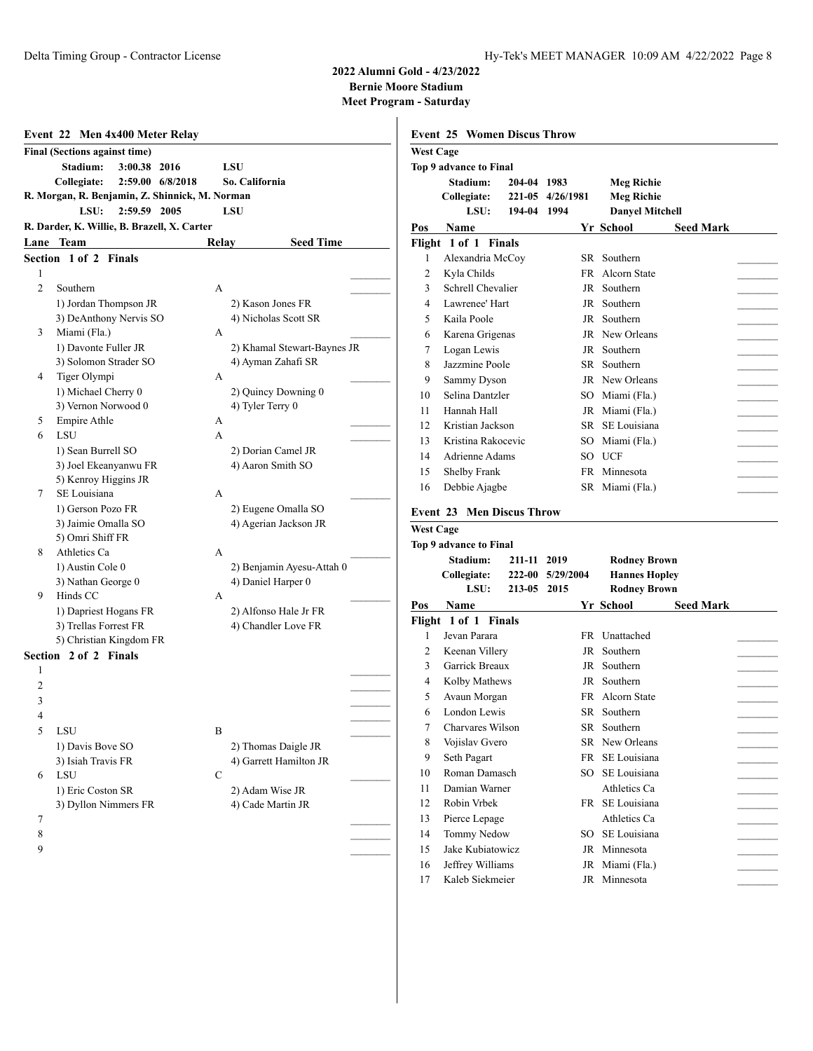**2022 Alumni Gold - 4/23/2022**
**Bernie Moore Stadium**
**Meet Program - Saturday**

## Event 22 Men 4x400 Meter Relay

**Final (Sections against time)**

**Stadium:** 3:00.38 2016 LSU
**Collegiate:** 2:59.00 6/8/2018 So. California
R. Morgan, R. Benjamin, Z. Shinnick, M. Norman
**LSU:** 2:59.59 2005 LSU
R. Darder, K. Willie, B. Brazell, X. Carter

| Lane | Team | Relay | Seed Time |
|---|---|---|---|
| **Section 1 of 2 Finals** | | | |
| 1 | | | _______ |
| 2 | Southern | A | _______ |
| | 1) Jordan Thompson JR; 2) Kason Jones FR; 3) DeAnthony Nervis SO; 4) Nicholas Scott SR | | |
| 3 | Miami (Fla.) | A | _______ |
| | 1) Davonte Fuller JR; 2) Khamal Stewart-Baynes JR; 3) Solomon Strader SO; 4) Ayman Zahafi SR | | |
| 4 | Tiger Olympi | A | _______ |
| | 1) Michael Cherry 0; 2) Quincy Downing 0; 3) Vernon Norwood 0; 4) Tyler Terry 0 | | |
| 5 | Empire Athle | A | _______ |
| 6 | LSU | A | _______ |
| | 1) Sean Burrell SO; 2) Dorian Camel JR; 3) Joel Ekeanyanwu FR; 4) Aaron Smith SO; 5) Kenroy Higgins JR | | |
| 7 | SE Louisiana | A | _______ |
| | 1) Gerson Pozo FR; 2) Eugene Omalla SO; 3) Jaimie Omalla SO; 4) Agerian Jackson JR; 5) Omri Shiff FR | | |
| 8 | Athletics Ca | A | _______ |
| | 1) Austin Cole 0; 2) Benjamin Ayesu-Attah 0; 3) Nathan George 0; 4) Daniel Harper 0 | | |
| 9 | Hinds CC | A | _______ |
| | 1) Dapriest Hogans FR; 2) Alfonso Hale Jr FR; 3) Trellas Forrest FR; 4) Chandler Love FR; 5) Christian Kingdom FR | | |
| **Section 2 of 2 Finals** | | | |
| 1 | | | _______ |
| 2 | | | _______ |
| 3 | | | _______ |
| 4 | | | _______ |
| 5 | LSU | B | _______ |
| | 1) Davis Bove SO; 2) Thomas Daigle JR; 3) Isiah Travis FR; 4) Garrett Hamilton JR | | |
| 6 | LSU | C | _______ |
| | 1) Eric Coston SR; 2) Adam Wise JR; 3) Dyllon Nimmers FR; 4) Cade Martin JR | | |
| 7 | | | _______ |
| 8 | | | _______ |
| 9 | | | _______ |

## Event 25 Women Discus Throw

**West Cage**
**Top 9 advance to Final**

**Stadium:** 204-04 1983 Meg Richie
**Collegiate:** 221-05 4/26/1981 Meg Richie
**LSU:** 194-04 1994 Danyel Mitchell

| Pos | Name | Yr | School | Seed Mark |
|---|---|---|---|---|
| **Flight 1 of 1 Finals** | | | | |
| 1 | Alexandria McCoy | SR | Southern | _______ |
| 2 | Kyla Childs | FR | Alcorn State | _______ |
| 3 | Schrell Chevalier | JR | Southern | _______ |
| 4 | Lawrenee' Hart | JR | Southern | _______ |
| 5 | Kaila Poole | JR | Southern | _______ |
| 6 | Karena Grigenas | JR | New Orleans | _______ |
| 7 | Logan Lewis | JR | Southern | _______ |
| 8 | Jazzmine Poole | SR | Southern | _______ |
| 9 | Sammy Dyson | JR | New Orleans | _______ |
| 10 | Selina Dantzler | SO | Miami (Fla.) | _______ |
| 11 | Hannah Hall | JR | Miami (Fla.) | _______ |
| 12 | Kristian Jackson | SR | SE Louisiana | _______ |
| 13 | Kristina Rakocevic | SO | Miami (Fla.) | _______ |
| 14 | Adrienne Adams | SO | UCF | _______ |
| 15 | Shelby Frank | FR | Minnesota | _______ |
| 16 | Debbie Ajagbe | SR | Miami (Fla.) | _______ |

## Event 23 Men Discus Throw

**West Cage**
**Top 9 advance to Final**

**Stadium:** 211-11 2019 Rodney Brown
**Collegiate:** 222-00 5/29/2004 Hannes Hopley
**LSU:** 213-05 2015 Rodney Brown

| Pos | Name | Yr | School | Seed Mark |
|---|---|---|---|---|
| **Flight 1 of 1 Finals** | | | | |
| 1 | Jevan Parara | FR | Unattached | _______ |
| 2 | Keenan Villery | JR | Southern | _______ |
| 3 | Garrick Breaux | JR | Southern | _______ |
| 4 | Kolby Mathews | JR | Southern | _______ |
| 5 | Avaun Morgan | FR | Alcorn State | _______ |
| 6 | London Lewis | SR | Southern | _______ |
| 7 | Charvares Wilson | SR | Southern | _______ |
| 8 | Vojislav Gvero | SR | New Orleans | _______ |
| 9 | Seth Pagart | FR | SE Louisiana | _______ |
| 10 | Roman Damasch | SO | SE Louisiana | _______ |
| 11 | Damian Warner | | Athletics Ca | _______ |
| 12 | Robin Vrbek | FR | SE Louisiana | _______ |
| 13 | Pierce Lepage | | Athletics Ca | _______ |
| 14 | Tommy Nedow | SO | SE Louisiana | _______ |
| 15 | Jake Kubiatowicz | JR | Minnesota | _______ |
| 16 | Jeffrey Williams | JR | Miami (Fla.) | _______ |
| 17 | Kaleb Siekmeier | JR | Minnesota | _______ |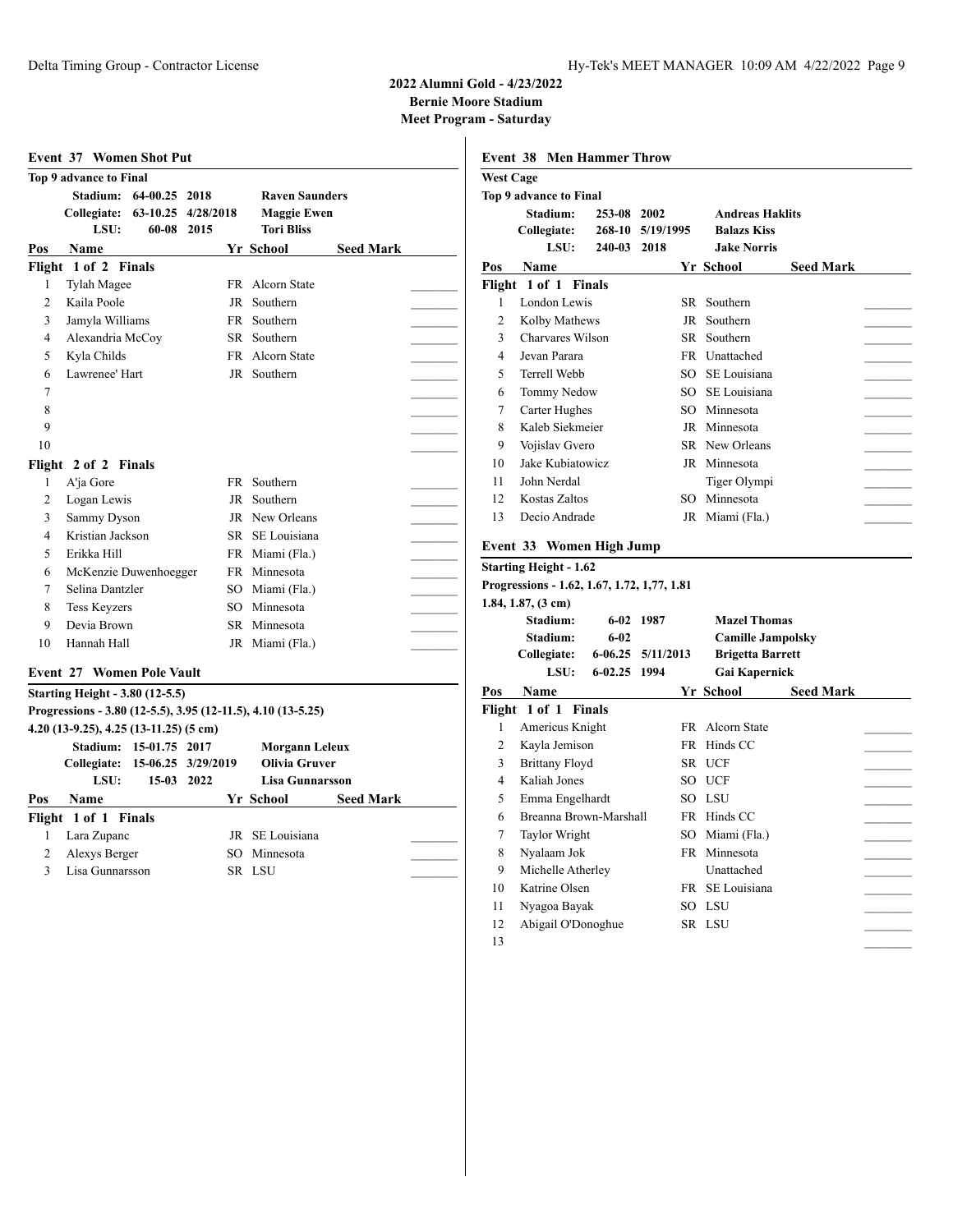# 2022 Alumni Gold - 4/23/2022
**Bernie Moore Stadium**
**Meet Program - Saturday**

## Event 37 Women Shot Put

**Top 9 advance to Final**

| | Mark | Date | Name |
|---|---|---|---|
| Stadium: | 64-00.25 | 2018 | Raven Saunders |
| Collegiate: | 63-10.25 | 4/28/2018 | Maggie Ewen |
| LSU: | 60-08 | 2015 | Tori Bliss |

| Pos | Name | Yr | School | Seed Mark |
|---|---|---|---|---|
| **Flight 1 of 2 Finals** | | | | |
| 1 | Tylah Magee | FR | Alcorn State | |
| 2 | Kaila Poole | JR | Southern | |
| 3 | Jamyla Williams | FR | Southern | |
| 4 | Alexandria McCoy | SR | Southern | |
| 5 | Kyla Childs | FR | Alcorn State | |
| 6 | Lawrenee' Hart | JR | Southern | |
| 7 | | | | |
| 8 | | | | |
| 9 | | | | |
| 10 | | | | |
| **Flight 2 of 2 Finals** | | | | |
| 1 | A'ja Gore | FR | Southern | |
| 2 | Logan Lewis | JR | Southern | |
| 3 | Sammy Dyson | JR | New Orleans | |
| 4 | Kristian Jackson | SR | SE Louisiana | |
| 5 | Erikka Hill | FR | Miami (Fla.) | |
| 6 | McKenzie Duwenhoegger | FR | Minnesota | |
| 7 | Selina Dantzler | SO | Miami (Fla.) | |
| 8 | Tess Keyzers | SO | Minnesota | |
| 9 | Devia Brown | SR | Minnesota | |
| 10 | Hannah Hall | JR | Miami (Fla.) | |

## Event 27 Women Pole Vault

**Starting Height - 3.80 (12-5.5)**
**Progressions - 3.80 (12-5.5), 3.95 (12-11.5), 4.10 (13-5.25)**
**4.20 (13-9.25), 4.25 (13-11.25) (5 cm)**

| | Mark | Date | Name |
|---|---|---|---|
| Stadium: | 15-01.75 | 2017 | Morgann Leleux |
| Collegiate: | 15-06.25 | 3/29/2019 | Olivia Gruver |
| LSU: | 15-03 | 2022 | Lisa Gunnarsson |

| Pos | Name | Yr | School | Seed Mark |
|---|---|---|---|---|
| **Flight 1 of 1 Finals** | | | | |
| 1 | Lara Zupanc | JR | SE Louisiana | |
| 2 | Alexys Berger | SO | Minnesota | |
| 3 | Lisa Gunnarsson | SR | LSU | |

## Event 38 Men Hammer Throw

**West Cage**
**Top 9 advance to Final**

| | Mark | Date | Name |
|---|---|---|---|
| Stadium: | 253-08 | 2002 | Andreas Haklits |
| Collegiate: | 268-10 | 5/19/1995 | Balazs Kiss |
| LSU: | 240-03 | 2018 | Jake Norris |

| Pos | Name | Yr | School | Seed Mark |
|---|---|---|---|---|
| **Flight 1 of 1 Finals** | | | | |
| 1 | London Lewis | SR | Southern | |
| 2 | Kolby Mathews | JR | Southern | |
| 3 | Charvares Wilson | SR | Southern | |
| 4 | Jevan Parara | FR | Unattached | |
| 5 | Terrell Webb | SO | SE Louisiana | |
| 6 | Tommy Nedow | SO | SE Louisiana | |
| 7 | Carter Hughes | SO | Minnesota | |
| 8 | Kaleb Siekmeier | JR | Minnesota | |
| 9 | Vojislav Gvero | SR | New Orleans | |
| 10 | Jake Kubiatowicz | JR | Minnesota | |
| 11 | John Nerdal | | Tiger Olympi | |
| 12 | Kostas Zaltos | SO | Minnesota | |
| 13 | Decio Andrade | JR | Miami (Fla.) | |

## Event 33 Women High Jump

**Starting Height - 1.62**
**Progressions - 1.62, 1.67, 1.72, 1,77, 1.81**
**1.84, 1.87, (3 cm)**

| | Mark | Date | Name |
|---|---|---|---|
| Stadium: | 6-02 | 1987 | Mazel Thomas |
| Stadium: | 6-02 | | Camille Jampolsky |
| Collegiate: | 6-06.25 | 5/11/2013 | Brigetta Barrett |
| LSU: | 6-02.25 | 1994 | Gai Kapernick |

| Pos | Name | Yr | School | Seed Mark |
|---|---|---|---|---|
| **Flight 1 of 1 Finals** | | | | |
| 1 | Americus Knight | FR | Alcorn State | |
| 2 | Kayla Jemison | FR | Hinds CC | |
| 3 | Brittany Floyd | SR | UCF | |
| 4 | Kaliah Jones | SO | UCF | |
| 5 | Emma Engelhardt | SO | LSU | |
| 6 | Breanna Brown-Marshall | FR | Hinds CC | |
| 7 | Taylor Wright | SO | Miami (Fla.) | |
| 8 | Nyalaam Jok | FR | Minnesota | |
| 9 | Michelle Atherley | | Unattached | |
| 10 | Katrine Olsen | FR | SE Louisiana | |
| 11 | Nyagoa Bayak | SO | LSU | |
| 12 | Abigail O'Donoghue | SR | LSU | |
| 13 | | | | |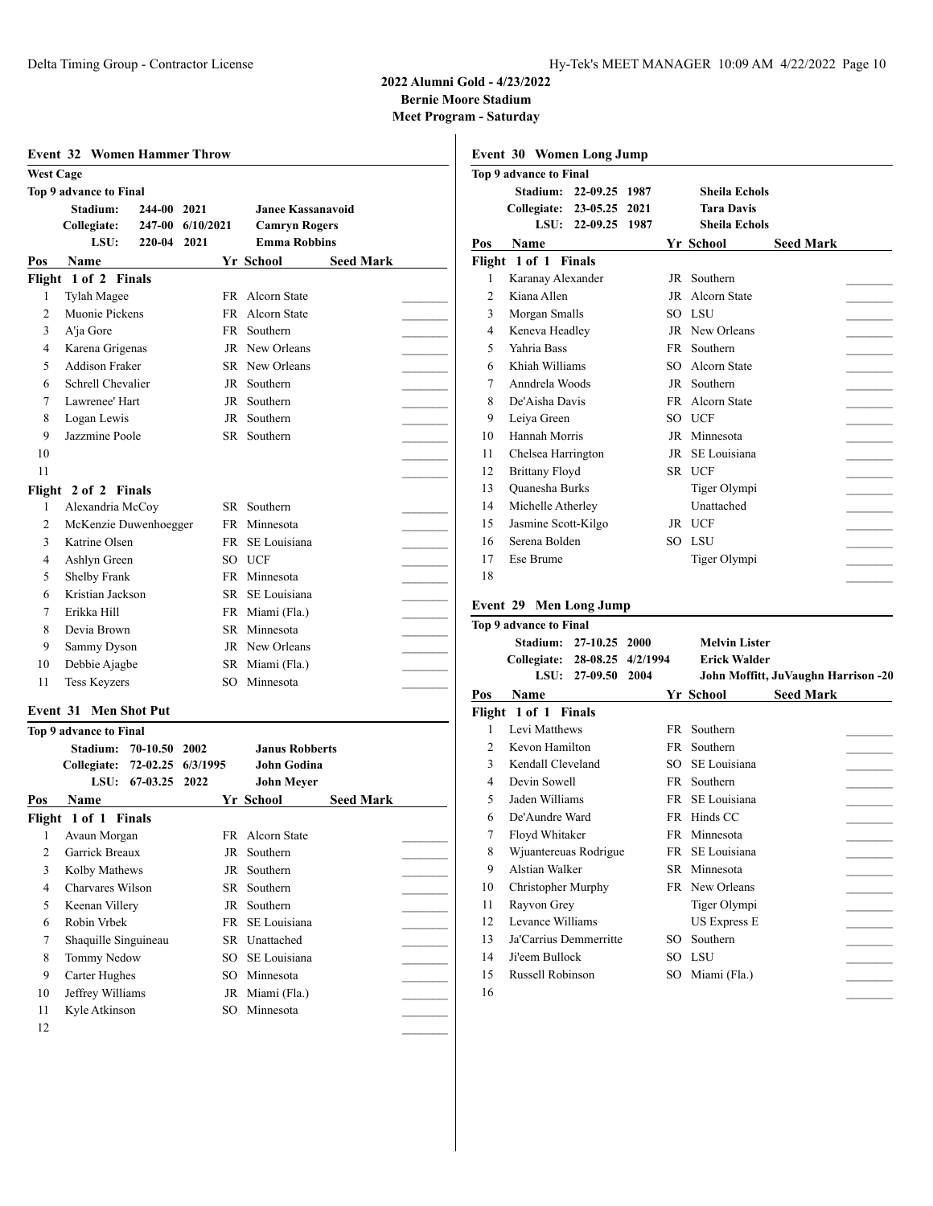**2022 Alumni Gold - 4/23/2022**
**Bernie Moore Stadium**
**Meet Program - Saturday**

## Event 32 Women Hammer Throw

**West Cage**

**Top 9 advance to Final**

| | | | |
|---|---|---|---|
| **Stadium:** | 244-00 | 2021 | **Janee Kassanavoid** |
| **Collegiate:** | 247-00 | 6/10/2021 | **Camryn Rogers** |
| **LSU:** | 220-04 | 2021 | **Emma Robbins** |

| Pos | Name | Yr | School | Seed Mark | |
|---|---|---|---|---|---|
| **Flight 1 of 2 Finals** | | | | | |
| 1 | Tylah Magee | FR | Alcorn State | | ________ |
| 2 | Muonie Pickens | FR | Alcorn State | | ________ |
| 3 | A'ja Gore | FR | Southern | | ________ |
| 4 | Karena Grigenas | JR | New Orleans | | ________ |
| 5 | Addison Fraker | SR | New Orleans | | ________ |
| 6 | Schrell Chevalier | JR | Southern | | ________ |
| 7 | Lawrenee' Hart | JR | Southern | | ________ |
| 8 | Logan Lewis | JR | Southern | | ________ |
| 9 | Jazzmine Poole | SR | Southern | | ________ |
| 10 | | | | | ________ |
| 11 | | | | | ________ |
| **Flight 2 of 2 Finals** | | | | | |
| 1 | Alexandria McCoy | SR | Southern | | ________ |
| 2 | McKenzie Duwenhoegger | FR | Minnesota | | ________ |
| 3 | Katrine Olsen | FR | SE Louisiana | | ________ |
| 4 | Ashlyn Green | SO | UCF | | ________ |
| 5 | Shelby Frank | FR | Minnesota | | ________ |
| 6 | Kristian Jackson | SR | SE Louisiana | | ________ |
| 7 | Erikka Hill | FR | Miami (Fla.) | | ________ |
| 8 | Devia Brown | SR | Minnesota | | ________ |
| 9 | Sammy Dyson | JR | New Orleans | | ________ |
| 10 | Debbie Ajagbe | SR | Miami (Fla.) | | ________ |
| 11 | Tess Keyzers | SO | Minnesota | | ________ |

## Event 31 Men Shot Put

**Top 9 advance to Final**

| | | | |
|---|---|---|---|
| **Stadium:** | 70-10.50 | 2002 | **Janus Robberts** |
| **Collegiate:** | 72-02.25 | 6/3/1995 | **John Godina** |
| **LSU:** | 67-03.25 | 2022 | **John Meyer** |

| Pos | Name | Yr | School | Seed Mark | |
|---|---|---|---|---|---|
| **Flight 1 of 1 Finals** | | | | | |
| 1 | Avaun Morgan | FR | Alcorn State | | ________ |
| 2 | Garrick Breaux | JR | Southern | | ________ |
| 3 | Kolby Mathews | JR | Southern | | ________ |
| 4 | Charvares Wilson | SR | Southern | | ________ |
| 5 | Keenan Villery | JR | Southern | | ________ |
| 6 | Robin Vrbek | FR | SE Louisiana | | ________ |
| 7 | Shaquille Singuineau | SR | Unattached | | ________ |
| 8 | Tommy Nedow | SO | SE Louisiana | | ________ |
| 9 | Carter Hughes | SO | Minnesota | | ________ |
| 10 | Jeffrey Williams | JR | Miami (Fla.) | | ________ |
| 11 | Kyle Atkinson | SO | Minnesota | | ________ |
| 12 | | | | | ________ |

## Event 30 Women Long Jump

**Top 9 advance to Final**

| | | | |
|---|---|---|---|
| **Stadium:** | 22-09.25 | 1987 | **Sheila Echols** |
| **Collegiate:** | 23-05.25 | 2021 | **Tara Davis** |
| **LSU:** | 22-09.25 | 1987 | **Sheila Echols** |

| Pos | Name | Yr | School | Seed Mark | |
|---|---|---|---|---|---|
| **Flight 1 of 1 Finals** | | | | | |
| 1 | Karanay Alexander | JR | Southern | | ________ |
| 2 | Kiana Allen | JR | Alcorn State | | ________ |
| 3 | Morgan Smalls | SO | LSU | | ________ |
| 4 | Keneva Headley | JR | New Orleans | | ________ |
| 5 | Yahria Bass | FR | Southern | | ________ |
| 6 | Khiah Williams | SO | Alcorn State | | ________ |
| 7 | Anndrela Woods | JR | Southern | | ________ |
| 8 | De'Aisha Davis | FR | Alcorn State | | ________ |
| 9 | Leiya Green | SO | UCF | | ________ |
| 10 | Hannah Morris | JR | Minnesota | | ________ |
| 11 | Chelsea Harrington | JR | SE Louisiana | | ________ |
| 12 | Brittany Floyd | SR | UCF | | ________ |
| 13 | Quanesha Burks | | Tiger Olympi | | ________ |
| 14 | Michelle Atherley | | Unattached | | ________ |
| 15 | Jasmine Scott-Kilgo | JR | UCF | | ________ |
| 16 | Serena Bolden | SO | LSU | | ________ |
| 17 | Ese Brume | | Tiger Olympi | | ________ |
| 18 | | | | | ________ |

## Event 29 Men Long Jump

**Top 9 advance to Final**

| | | | |
|---|---|---|---|
| **Stadium:** | 27-10.25 | 2000 | **Melvin Lister** |
| **Collegiate:** | 28-08.25 | 4/2/1994 | **Erick Walder** |
| **LSU:** | 27-09.50 | 2004 | **John Moffitt, JuVaughn Harrison -20** |

| Pos | Name | Yr | School | Seed Mark | |
|---|---|---|---|---|---|
| **Flight 1 of 1 Finals** | | | | | |
| 1 | Levi Matthews | FR | Southern | | ________ |
| 2 | Kevon Hamilton | FR | Southern | | ________ |
| 3 | Kendall Cleveland | SO | SE Louisiana | | ________ |
| 4 | Devin Sowell | FR | Southern | | ________ |
| 5 | Jaden Williams | FR | SE Louisiana | | ________ |
| 6 | De'Aundre Ward | FR | Hinds CC | | ________ |
| 7 | Floyd Whitaker | FR | Minnesota | | ________ |
| 8 | Wjuantereuas Rodrigue | FR | SE Louisiana | | ________ |
| 9 | Alstian Walker | SR | Minnesota | | ________ |
| 10 | Christopher Murphy | FR | New Orleans | | ________ |
| 11 | Rayvon Grey | | Tiger Olympi | | ________ |
| 12 | Levance Williams | | US Express E | | ________ |
| 13 | Ja'Carrius Demmerritte | SO | Southern | | ________ |
| 14 | Ji'eem Bullock | SO | LSU | | ________ |
| 15 | Russell Robinson | SO | Miami (Fla.) | | ________ |
| 16 | | | | | ________ |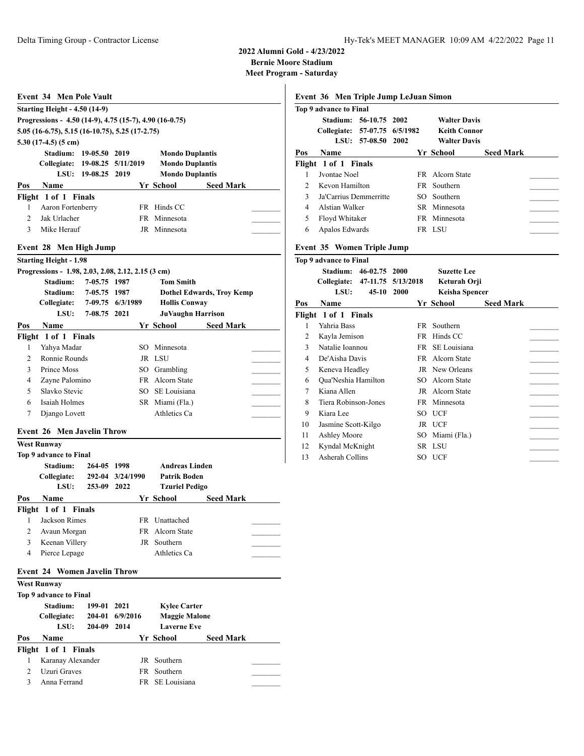**2022 Alumni Gold - 4/23/2022**
**Bernie Moore Stadium**
**Meet Program - Saturday**

## Event 34 Men Pole Vault

**Starting Height - 4.50 (14-9)**

**Progressions - 4.50 (14-9), 4.75 (15-7), 4.90 (16-0.75) 5.05 (16-6.75), 5.15 (16-10.75), 5.25 (17-2.75) 5.30 (17-4.5) (5 cm)**

| | | | |
|---|---|---|---|
| Stadium: | 19-05.50 | 2019 | Mondo Duplantis |
| Collegiate: | 19-08.25 | 5/11/2019 | Mondo Duplantis |
| LSU: | 19-08.25 | 2019 | Mondo Duplantis |

| Pos | Name | Yr | School | Seed Mark | |
|---|---|---|---|---|---|
| **Flight 1 of 1 Finals** | | | | | |
| 1 | Aaron Fortenberry | FR | Hinds CC | | _______ |
| 2 | Jak Urlacher | FR | Minnesota | | _______ |
| 3 | Mike Herauf | JR | Minnesota | | _______ |

## Event 28 Men High Jump

**Starting Height - 1.98**

**Progressions - 1.98, 2.03, 2.08, 2.12, 2.15 (3 cm)**

| | | | |
|---|---|---|---|
| Stadium: | 7-05.75 | 1987 | Tom Smith |
| Stadium: | 7-05.75 | 1987 | Dothel Edwards, Troy Kemp |
| Collegiate: | 7-09.75 | 6/3/1989 | Hollis Conway |
| LSU: | 7-08.75 | 2021 | JuVaughn Harrison |

| Pos | Name | Yr | School | Seed Mark | |
|---|---|---|---|---|---|
| **Flight 1 of 1 Finals** | | | | | |
| 1 | Yahya Madar | SO | Minnesota | | _______ |
| 2 | Ronnie Rounds | JR | LSU | | _______ |
| 3 | Prince Moss | SO | Grambling | | _______ |
| 4 | Zayne Palomino | FR | Alcorn State | | _______ |
| 5 | Slavko Stevic | SO | SE Louisiana | | _______ |
| 6 | Isaiah Holmes | SR | Miami (Fla.) | | _______ |
| 7 | Django Lovett | | Athletics Ca | | _______ |

## Event 26 Men Javelin Throw

**West Runway**

**Top 9 advance to Final**

| | | | |
|---|---|---|---|
| Stadium: | 264-05 | 1998 | Andreas Linden |
| Collegiate: | 292-04 | 3/24/1990 | Patrik Boden |
| LSU: | 253-09 | 2022 | Tzuriel Pedigo |

| Pos | Name | Yr | School | Seed Mark | |
|---|---|---|---|---|---|
| **Flight 1 of 1 Finals** | | | | | |
| 1 | Jackson Rimes | FR | Unattached | | _______ |
| 2 | Avaun Morgan | FR | Alcorn State | | _______ |
| 3 | Keenan Villery | JR | Southern | | _______ |
| 4 | Pierce Lepage | | Athletics Ca | | _______ |

## Event 24 Women Javelin Throw

**West Runway**

**Top 9 advance to Final**

| | | | |
|---|---|---|---|
| Stadium: | 199-01 | 2021 | Kylee Carter |
| Collegiate: | 204-01 | 6/9/2016 | Maggie Malone |
| LSU: | 204-09 | 2014 | Laverne Eve |

| Pos | Name | Yr | School | Seed Mark | |
|---|---|---|---|---|---|
| **Flight 1 of 1 Finals** | | | | | |
| 1 | Karanay Alexander | JR | Southern | | _______ |
| 2 | Uzuri Graves | FR | Southern | | _______ |
| 3 | Anna Ferrand | FR | SE Louisiana | | _______ |

## Event 36 Men Triple Jump LeJuan Simon

**Top 9 advance to Final**

| | | | |
|---|---|---|---|
| Stadium: | 56-10.75 | 2002 | Walter Davis |
| Collegiate: | 57-07.75 | 6/5/1982 | Keith Connor |
| LSU: | 57-08.50 | 2002 | Walter Davis |

| Pos | Name | Yr | School | Seed Mark | |
|---|---|---|---|---|---|
| **Flight 1 of 1 Finals** | | | | | |
| 1 | Jvontae Noel | FR | Alcorn State | | _______ |
| 2 | Kevon Hamilton | FR | Southern | | _______ |
| 3 | Ja'Carrius Demmerritte | SO | Southern | | _______ |
| 4 | Alstian Walker | SR | Minnesota | | _______ |
| 5 | Floyd Whitaker | FR | Minnesota | | _______ |
| 6 | Apalos Edwards | FR | LSU | | _______ |

## Event 35 Women Triple Jump

**Top 9 advance to Final**

| | | | |
|---|---|---|---|
| Stadium: | 46-02.75 | 2000 | Suzette Lee |
| Collegiate: | 47-11.75 | 5/13/2018 | Keturah Orji |
| LSU: | 45-10 | 2000 | Keisha Spencer |

| Pos | Name | Yr | School | Seed Mark | |
|---|---|---|---|---|---|
| **Flight 1 of 1 Finals** | | | | | |
| 1 | Yahria Bass | FR | Southern | | _______ |
| 2 | Kayla Jemison | FR | Hinds CC | | _______ |
| 3 | Natalie Ioannou | FR | SE Louisiana | | _______ |
| 4 | De'Aisha Davis | FR | Alcorn State | | _______ |
| 5 | Keneva Headley | JR | New Orleans | | _______ |
| 6 | Qua'Neshia Hamilton | SO | Alcorn State | | _______ |
| 7 | Kiana Allen | JR | Alcorn State | | _______ |
| 8 | Tiera Robinson-Jones | FR | Minnesota | | _______ |
| 9 | Kiara Lee | SO | UCF | | _______ |
| 10 | Jasmine Scott-Kilgo | JR | UCF | | _______ |
| 11 | Ashley Moore | SO | Miami (Fla.) | | _______ |
| 12 | Kyndal McKnight | SR | LSU | | _______ |
| 13 | Asherah Collins | SO | UCF | | _______ |